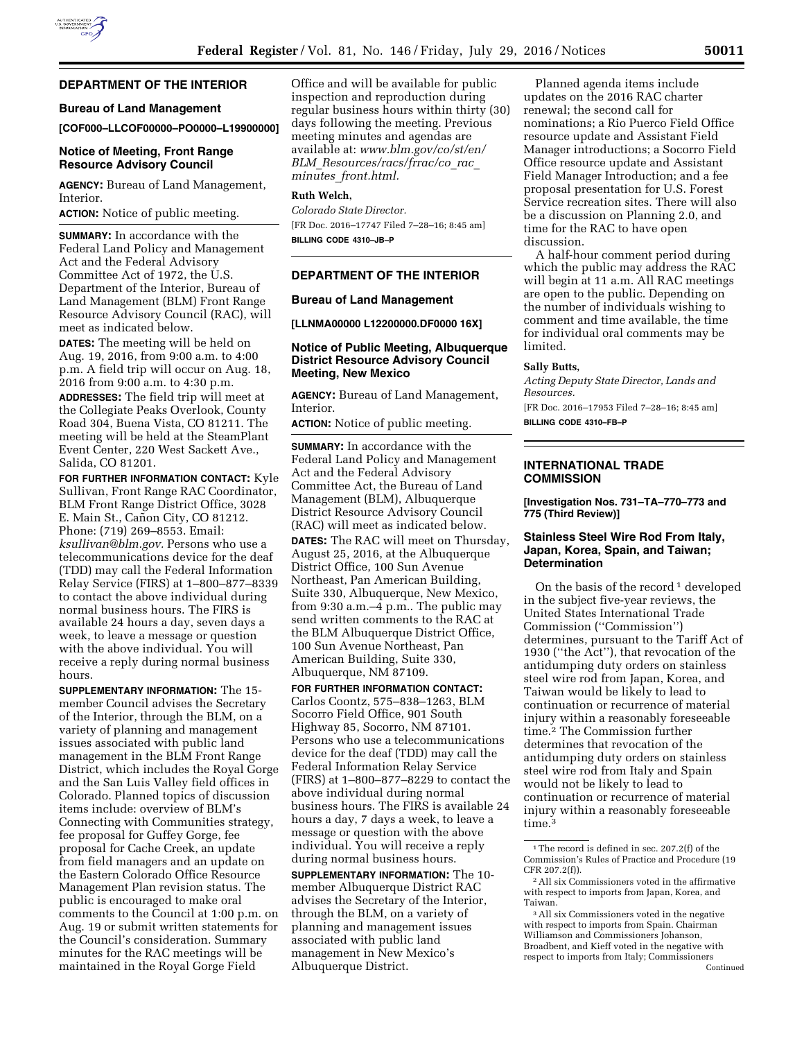## DEPARTMENT OF THE INTERIOR

### Bureau of Land Management

**[COF000–LLCOF00000–PO0000–L19900000]**

### Notice of Meeting, Front Range Resource Advisory Council

**AGENCY:** Bureau of Land Management, Interior.

**ACTION:** Notice of public meeting.

**SUMMARY:** In accordance with the Federal Land Policy and Management Act and the Federal Advisory Committee Act of 1972, the U.S. Department of the Interior, Bureau of Land Management (BLM) Front Range Resource Advisory Council (RAC), will meet as indicated below.

**DATES:** The meeting will be held on Aug. 19, 2016, from 9:00 a.m. to 4:00 p.m. A field trip will occur on Aug. 18, 2016 from 9:00 a.m. to 4:30 p.m.

**ADDRESSES:** The field trip will meet at the Collegiate Peaks Overlook, County Road 304, Buena Vista, CO 81211. The meeting will be held at the SteamPlant Event Center, 220 West Sackett Ave., Salida, CO 81201.

**FOR FURTHER INFORMATION CONTACT:** Kyle Sullivan, Front Range RAC Coordinator, BLM Front Range District Office, 3028 E. Main St., Cañon City, CO 81212. Phone: (719) 269–8553. Email: *ksullivan@blm.gov.* Persons who use a telecommunications device for the deaf (TDD) may call the Federal Information Relay Service (FIRS) at 1–800–877–8339 to contact the above individual during normal business hours. The FIRS is available 24 hours a day, seven days a week, to leave a message or question with the above individual. You will receive a reply during normal business hours.

**SUPPLEMENTARY INFORMATION:** The 15-member Council advises the Secretary of the Interior, through the BLM, on a variety of planning and management issues associated with public land management in the BLM Front Range District, which includes the Royal Gorge and the San Luis Valley field offices in Colorado. Planned topics of discussion items include: overview of BLM's Connecting with Communities strategy, fee proposal for Guffey Gorge, fee proposal for Cache Creek, an update from field managers and an update on the Eastern Colorado Office Resource Management Plan revision status. The public is encouraged to make oral comments to the Council at 1:00 p.m. on Aug. 19 or submit written statements for the Council's consideration. Summary minutes for the RAC meetings will be maintained in the Royal Gorge Field Office and will be available for public inspection and reproduction during regular business hours within thirty (30) days following the meeting. Previous meeting minutes and agendas are available at: *www.blm.gov/co/st/en/BLM_Resources/racs/frrac/co_rac_minutes_front.html.*

**Ruth Welch,**

*Colorado State Director.*

[FR Doc. 2016–17747 Filed 7–28–16; 8:45 am]

**BILLING CODE 4310–JB–P**

## DEPARTMENT OF THE INTERIOR

### Bureau of Land Management

**[LLNMA00000 L12200000.DF0000 16X]**

### Notice of Public Meeting, Albuquerque District Resource Advisory Council Meeting, New Mexico

**AGENCY:** Bureau of Land Management, Interior.

**ACTION:** Notice of public meeting.

**SUMMARY:** In accordance with the Federal Land Policy and Management Act and the Federal Advisory Committee Act, the Bureau of Land Management (BLM), Albuquerque District Resource Advisory Council (RAC) will meet as indicated below.

**DATES:** The RAC will meet on Thursday, August 25, 2016, at the Albuquerque District Office, 100 Sun Avenue Northeast, Pan American Building, Suite 330, Albuquerque, New Mexico, from 9:30 a.m.–4 p.m.. The public may send written comments to the RAC at the BLM Albuquerque District Office, 100 Sun Avenue Northeast, Pan American Building, Suite 330, Albuquerque, NM 87109.

**FOR FURTHER INFORMATION CONTACT:** Carlos Coontz, 575–838–1263, BLM Socorro Field Office, 901 South Highway 85, Socorro, NM 87101. Persons who use a telecommunications device for the deaf (TDD) may call the Federal Information Relay Service (FIRS) at 1–800–877–8229 to contact the above individual during normal business hours. The FIRS is available 24 hours a day, 7 days a week, to leave a message or question with the above individual. You will receive a reply during normal business hours.

**SUPPLEMENTARY INFORMATION:** The 10-member Albuquerque District RAC advises the Secretary of the Interior, through the BLM, on a variety of planning and management issues associated with public land management in New Mexico's Albuquerque District.

Planned agenda items include updates on the 2016 RAC charter renewal; the second call for nominations; a Rio Puerco Field Office resource update and Assistant Field Manager introductions; a Socorro Field Office resource update and Assistant Field Manager Introduction; and a fee proposal presentation for U.S. Forest Service recreation sites. There will also be a discussion on Planning 2.0, and time for the RAC to have open discussion.

A half-hour comment period during which the public may address the RAC will begin at 11 a.m. All RAC meetings are open to the public. Depending on the number of individuals wishing to comment and time available, the time for individual oral comments may be limited.

**Sally Butts,**

*Acting Deputy State Director, Lands and Resources.*

[FR Doc. 2016–17953 Filed 7–28–16; 8:45 am]

**BILLING CODE 4310–FB–P**

## INTERNATIONAL TRADE COMMISSION

**[Investigation Nos. 731–TA–770–773 and 775 (Third Review)]**

### Stainless Steel Wire Rod From Italy, Japan, Korea, Spain, and Taiwan; Determination

On the basis of the record [1] developed in the subject five-year reviews, the United States International Trade Commission ("Commission") determines, pursuant to the Tariff Act of 1930 ("the Act"), that revocation of the antidumping duty orders on stainless steel wire rod from Japan, Korea, and Taiwan would be likely to lead to continuation or recurrence of material injury within a reasonably foreseeable time.[2] The Commission further determines that revocation of the antidumping duty orders on stainless steel wire rod from Italy and Spain would not be likely to lead to continuation or recurrence of material injury within a reasonably foreseeable time.[3]

[1] The record is defined in sec. 207.2(f) of the Commission's Rules of Practice and Procedure (19 CFR 207.2(f)).

[2] All six Commissioners voted in the affirmative with respect to imports from Japan, Korea, and Taiwan.

[3] All six Commissioners voted in the negative with respect to imports from Spain. Chairman Williamson and Commissioners Johanson, Broadbent, and Kieff voted in the negative with respect to imports from Italy; Commissioners

Continued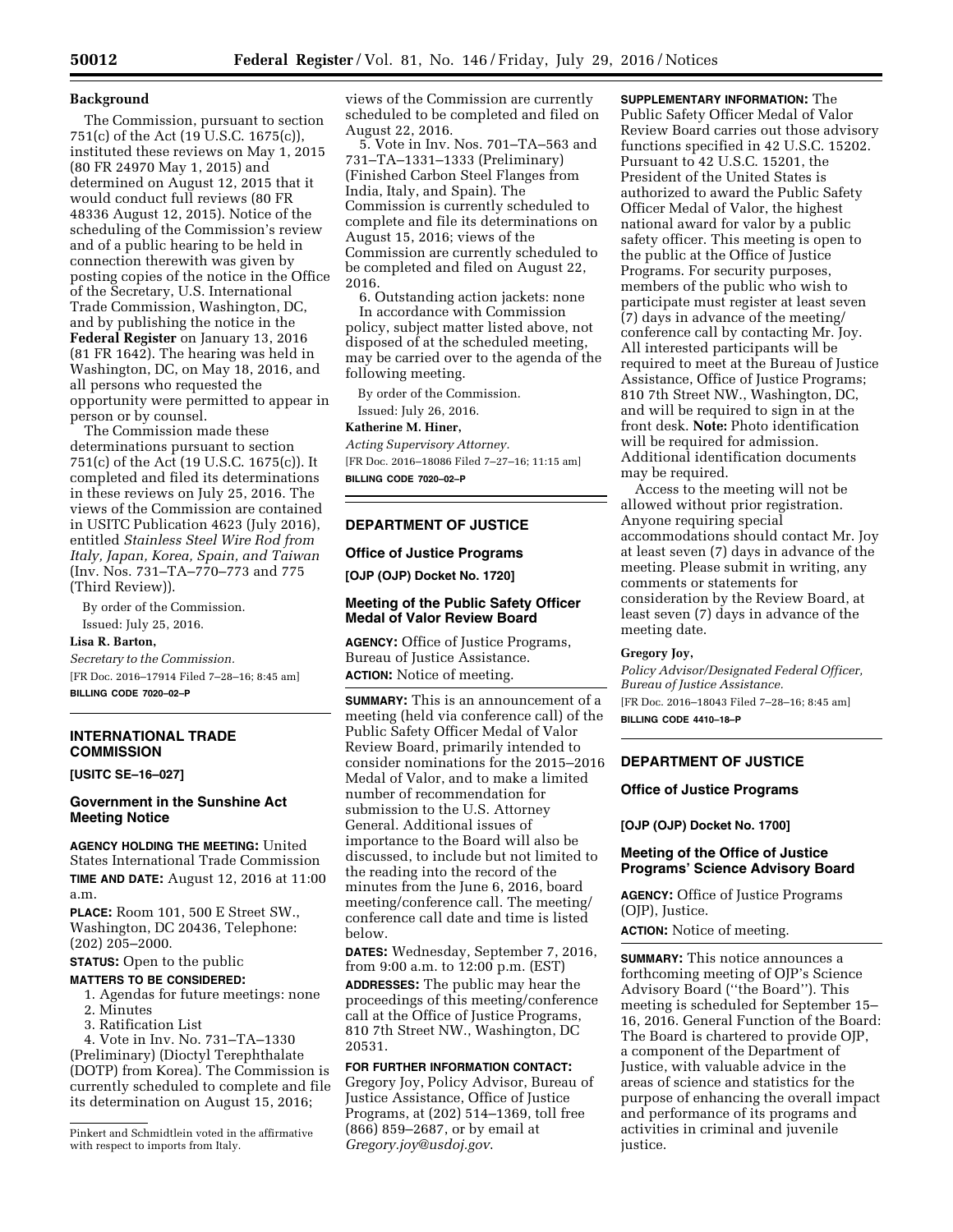## Background

The Commission, pursuant to section 751(c) of the Act (19 U.S.C. 1675(c)), instituted these reviews on May 1, 2015 (80 FR 24970 May 1, 2015) and determined on August 12, 2015 that it would conduct full reviews (80 FR 48336 August 12, 2015). Notice of the scheduling of the Commission's review and of a public hearing to be held in connection therewith was given by posting copies of the notice in the Office of the Secretary, U.S. International Trade Commission, Washington, DC, and by publishing the notice in the **Federal Register** on January 13, 2016 (81 FR 1642). The hearing was held in Washington, DC, on May 18, 2016, and all persons who requested the opportunity were permitted to appear in person or by counsel.

The Commission made these determinations pursuant to section 751(c) of the Act (19 U.S.C. 1675(c)). It completed and filed its determinations in these reviews on July 25, 2016. The views of the Commission are contained in USITC Publication 4623 (July 2016), entitled *Stainless Steel Wire Rod from Italy, Japan, Korea, Spain, and Taiwan* (Inv. Nos. 731–TA–770–773 and 775 (Third Review)).

By order of the Commission.

Issued: July 25, 2016.

**Lisa R. Barton,**

*Secretary to the Commission.*

[FR Doc. 2016–17914 Filed 7–28–16; 8:45 am]

**BILLING CODE 7020–02–P**

Pinkert and Schmidtlein voted in the affirmative with respect to imports from Italy.

## INTERNATIONAL TRADE COMMISSION

**[USITC SE–16–027]**

### Government in the Sunshine Act Meeting Notice

**AGENCY HOLDING THE MEETING:** United States International Trade Commission

**TIME AND DATE:** August 12, 2016 at 11:00 a.m.

**PLACE:** Room 101, 500 E Street SW., Washington, DC 20436, Telephone: (202) 205–2000.

**STATUS:** Open to the public

**MATTERS TO BE CONSIDERED:**

1. Agendas for future meetings: none
2. Minutes
3. Ratification List
4. Vote in Inv. No. 731–TA–1330 (Preliminary) (Dioctyl Terephthalate (DOTP) from Korea). The Commission is currently scheduled to complete and file its determination on August 15, 2016; views of the Commission are currently scheduled to be completed and filed on August 22, 2016.
5. Vote in Inv. Nos. 701–TA–563 and 731–TA–1331–1333 (Preliminary) (Finished Carbon Steel Flanges from India, Italy, and Spain). The Commission is currently scheduled to complete and file its determinations on August 15, 2016; views of the Commission are currently scheduled to be completed and filed on August 22, 2016.
6. Outstanding action jackets: none

In accordance with Commission policy, subject matter listed above, not disposed of at the scheduled meeting, may be carried over to the agenda of the following meeting.

By order of the Commission.

Issued: July 26, 2016.

**Katherine M. Hiner,**

*Acting Supervisory Attorney.*

[FR Doc. 2016–18086 Filed 7–27–16; 11:15 am]

**BILLING CODE 7020–02–P**

## DEPARTMENT OF JUSTICE

### Office of Justice Programs

**[OJP (OJP) Docket No. 1720]**

### Meeting of the Public Safety Officer Medal of Valor Review Board

**AGENCY:** Office of Justice Programs, Bureau of Justice Assistance.

**ACTION:** Notice of meeting.

**SUMMARY:** This is an announcement of a meeting (held via conference call) of the Public Safety Officer Medal of Valor Review Board, primarily intended to consider nominations for the 2015–2016 Medal of Valor, and to make a limited number of recommendation for submission to the U.S. Attorney General. Additional issues of importance to the Board will also be discussed, to include but not limited to the reading into the record of the minutes from the June 6, 2016, board meeting/conference call. The meeting/conference call date and time is listed below.

**DATES:** Wednesday, September 7, 2016, from 9:00 a.m. to 12:00 p.m. (EST)

**ADDRESSES:** The public may hear the proceedings of this meeting/conference call at the Office of Justice Programs, 810 7th Street NW., Washington, DC 20531.

**FOR FURTHER INFORMATION CONTACT:** Gregory Joy, Policy Advisor, Bureau of Justice Assistance, Office of Justice Programs, at (202) 514–1369, toll free (866) 859–2687, or by email at *Gregory.joy@usdoj.gov*.

**SUPPLEMENTARY INFORMATION:** The Public Safety Officer Medal of Valor Review Board carries out those advisory functions specified in 42 U.S.C. 15202. Pursuant to 42 U.S.C. 15201, the President of the United States is authorized to award the Public Safety Officer Medal of Valor, the highest national award for valor by a public safety officer. This meeting is open to the public at the Office of Justice Programs. For security purposes, members of the public who wish to participate must register at least seven (7) days in advance of the meeting/conference call by contacting Mr. Joy. All interested participants will be required to meet at the Bureau of Justice Assistance, Office of Justice Programs; 810 7th Street NW., Washington, DC, and will be required to sign in at the front desk. **Note:** Photo identification will be required for admission. Additional identification documents may be required.

Access to the meeting will not be allowed without prior registration. Anyone requiring special accommodations should contact Mr. Joy at least seven (7) days in advance of the meeting. Please submit in writing, any comments or statements for consideration by the Review Board, at least seven (7) days in advance of the meeting date.

**Gregory Joy,**

*Policy Advisor/Designated Federal Officer, Bureau of Justice Assistance.*

[FR Doc. 2016–18043 Filed 7–28–16; 8:45 am]

**BILLING CODE 4410–18–P**

## DEPARTMENT OF JUSTICE

### Office of Justice Programs

**[OJP (OJP) Docket No. 1700]**

### Meeting of the Office of Justice Programs' Science Advisory Board

**AGENCY:** Office of Justice Programs (OJP), Justice.

**ACTION:** Notice of meeting.

**SUMMARY:** This notice announces a forthcoming meeting of OJP's Science Advisory Board (''the Board''). This meeting is scheduled for September 15–16, 2016. General Function of the Board: The Board is chartered to provide OJP, a component of the Department of Justice, with valuable advice in the areas of science and statistics for the purpose of enhancing the overall impact and performance of its programs and activities in criminal and juvenile justice.